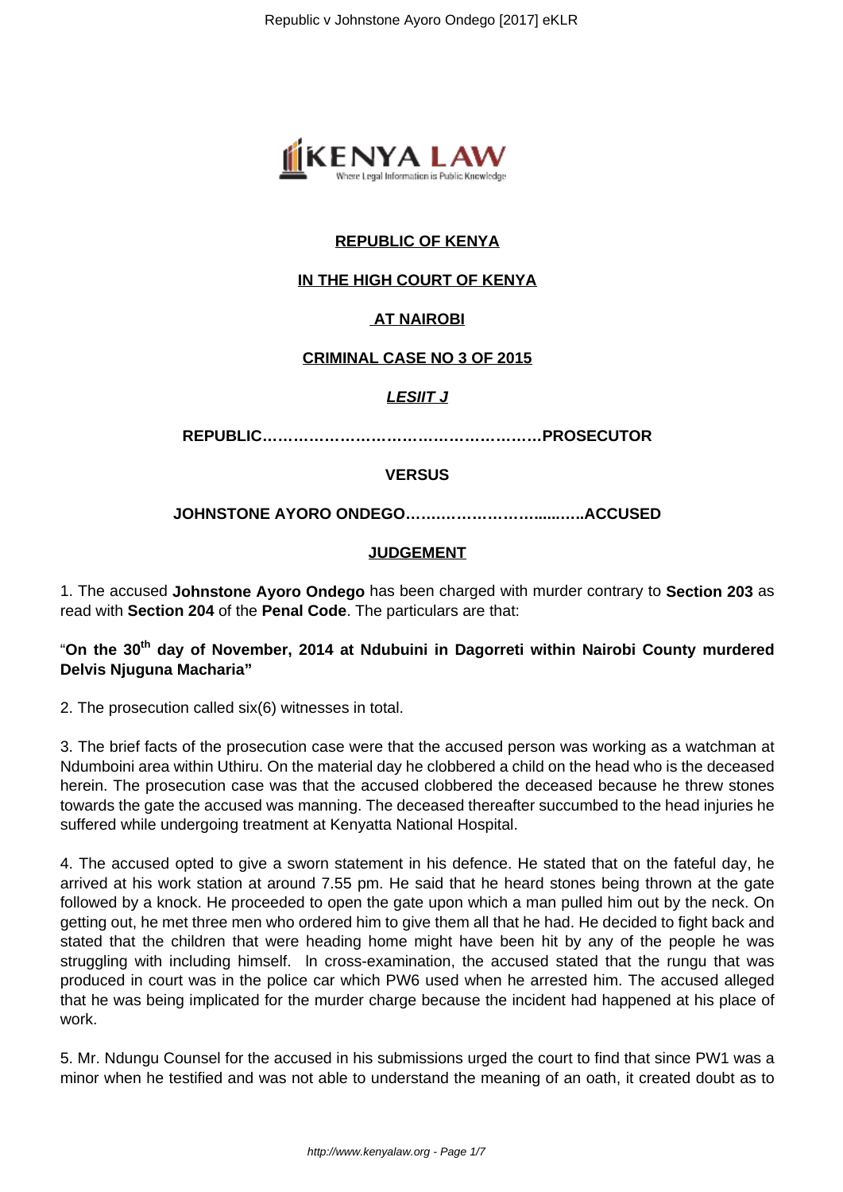**REPUBLIC OF KENYA**

**IN THE HIGH COURT OF KENYA**

**AT NAIROBI**

**CRIMINAL CASE NO 3 OF 2015**

***LESIIT J***

**REPUBLIC……………………………………………PROSECUTOR**

**VERSUS**

**JOHNSTONE AYORO ONDEGO……………………….........ACCUSED**

**JUDGEMENT**

1. The accused **Johnstone Ayoro Ondego** has been charged with murder contrary to **Section 203** as read with **Section 204** of the **Penal Code**. The particulars are that:

"**On the 30th day of November, 2014 at Ndubuini in Dagorreti within Nairobi County murdered Delvis Njuguna Macharia"**

2. The prosecution called six(6) witnesses in total.

3. The brief facts of the prosecution case were that the accused person was working as a watchman at Ndumboini area within Uthiru. On the material day he clobbered a child on the head who is the deceased herein. The prosecution case was that the accused clobbered the deceased because he threw stones towards the gate the accused was manning. The deceased thereafter succumbed to the head injuries he suffered while undergoing treatment at Kenyatta National Hospital.

4. The accused opted to give a sworn statement in his defence. He stated that on the fateful day, he arrived at his work station at around 7.55 pm. He said that he heard stones being thrown at the gate followed by a knock. He proceeded to open the gate upon which a man pulled him out by the neck. On getting out, he met three men who ordered him to give them all that he had. He decided to fight back and stated that the children that were heading home might have been hit by any of the people he was struggling with including himself. In cross-examination, the accused stated that the rungu that was produced in court was in the police car which PW6 used when he arrested him. The accused alleged that he was being implicated for the murder charge because the incident had happened at his place of work.

5. Mr. Ndungu Counsel for the accused in his submissions urged the court to find that since PW1 was a minor when he testified and was not able to understand the meaning of an oath, it created doubt as to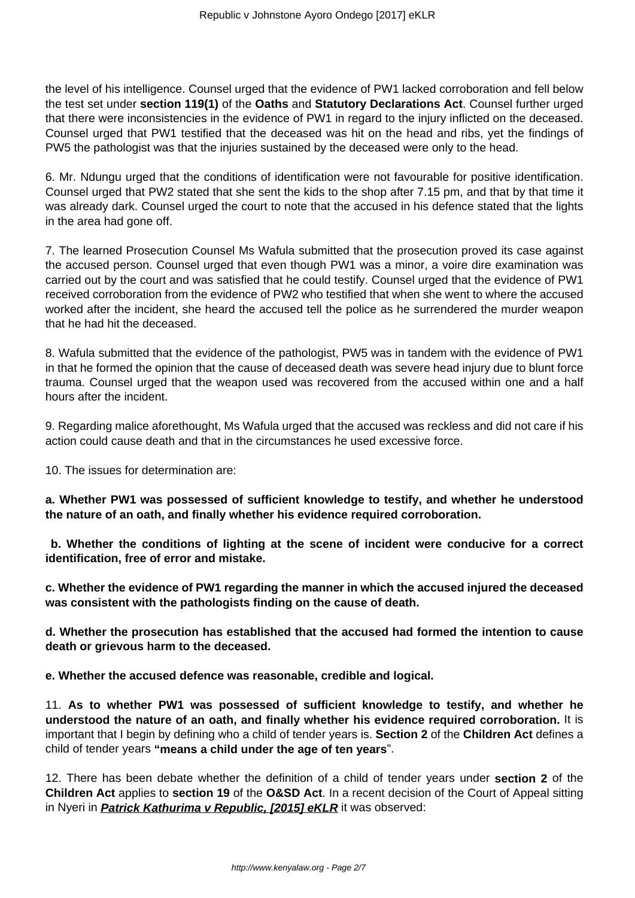the level of his intelligence. Counsel urged that the evidence of PW1 lacked corroboration and fell below the test set under **section 119(1)** of the **Oaths** and **Statutory Declarations Act**. Counsel further urged that there were inconsistencies in the evidence of PW1 in regard to the injury inflicted on the deceased. Counsel urged that PW1 testified that the deceased was hit on the head and ribs, yet the findings of PW5 the pathologist was that the injuries sustained by the deceased were only to the head.

6. Mr. Ndungu urged that the conditions of identification were not favourable for positive identification. Counsel urged that PW2 stated that she sent the kids to the shop after 7.15 pm, and that by that time it was already dark. Counsel urged the court to note that the accused in his defence stated that the lights in the area had gone off.

7. The learned Prosecution Counsel Ms Wafula submitted that the prosecution proved its case against the accused person. Counsel urged that even though PW1 was a minor, a voire dire examination was carried out by the court and was satisfied that he could testify. Counsel urged that the evidence of PW1 received corroboration from the evidence of PW2 who testified that when she went to where the accused worked after the incident, she heard the accused tell the police as he surrendered the murder weapon that he had hit the deceased.

8. Wafula submitted that the evidence of the pathologist, PW5 was in tandem with the evidence of PW1 in that he formed the opinion that the cause of deceased death was severe head injury due to blunt force trauma. Counsel urged that the weapon used was recovered from the accused within one and a half hours after the incident.

9. Regarding malice aforethought, Ms Wafula urged that the accused was reckless and did not care if his action could cause death and that in the circumstances he used excessive force.

10. The issues for determination are:

**a. Whether PW1 was possessed of sufficient knowledge to testify, and whether he understood the nature of an oath, and finally whether his evidence required corroboration.**

**b. Whether the conditions of lighting at the scene of incident were conducive for a correct identification, free of error and mistake.**

**c. Whether the evidence of PW1 regarding the manner in which the accused injured the deceased was consistent with the pathologists finding on the cause of death.**

**d. Whether the prosecution has established that the accused had formed the intention to cause death or grievous harm to the deceased.**

**e. Whether the accused defence was reasonable, credible and logical.**

11. **As to whether PW1 was possessed of sufficient knowledge to testify, and whether he understood the nature of an oath, and finally whether his evidence required corroboration.** It is important that I begin by defining who a child of tender years is. **Section 2** of the **Children Act** defines a child of tender years **"means a child under the age of ten years**".

12. There has been debate whether the definition of a child of tender years under **section 2** of the **Children Act** applies to **section 19** of the **O&SD Act**. In a recent decision of the Court of Appeal sitting in Nyeri in ***Patrick Kathurima v Republic, [2015] eKLR*** it was observed: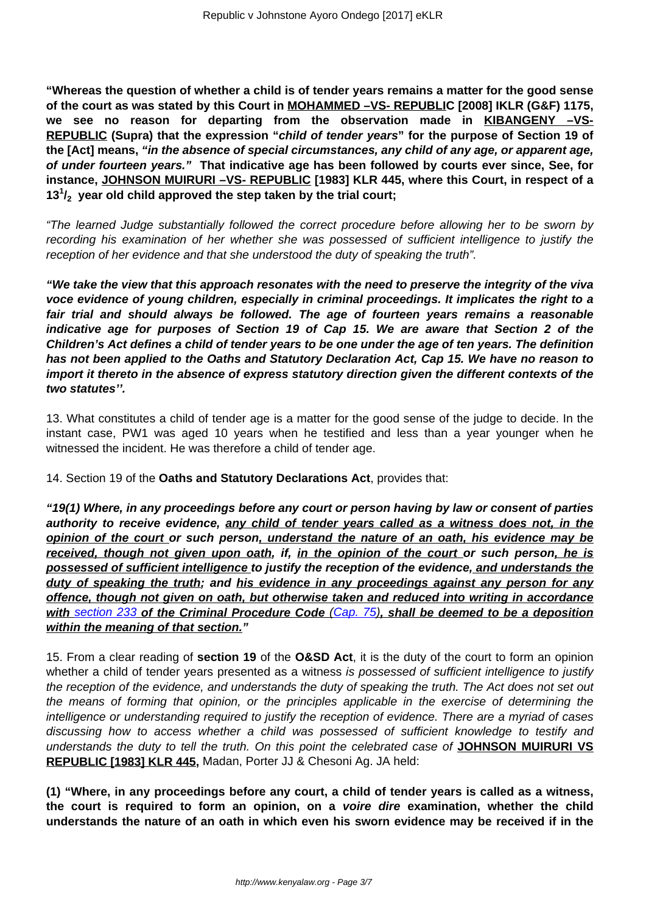**"Whereas the question of whether a child is of tender years remains a matter for the good sense of the court as was stated by this Court in <u>MOHAMMED –VS- REPUBLIC</u> [2008] IKLR (G&F) 1175, we see no reason for departing from the observation made in <u>KIBANGENY –VS- REPUBLIC</u> (Supra) that the expression "*child of tender years*" for the purpose of Section 19 of the [Act] means, "*in the absence of special circumstances, any child of any age, or apparent age, of under fourteen years.*" That indicative age has been followed by courts ever since, See, for instance, <u>JOHNSON MUIRURI –VS- REPUBLIC</u> [1983] KLR 445, where this Court, in respect of a $13^1/_2$ year old child approved the step taken by the trial court;**

*"The learned Judge substantially followed the correct procedure before allowing her to be sworn by recording his examination of her whether she was possessed of sufficient intelligence to justify the reception of her evidence and that she understood the duty of speaking the truth".*

***"We take the view that this approach resonates with the need to preserve the integrity of the viva voce evidence of young children, especially in criminal proceedings. It implicates the right to a fair trial and should always be followed. The age of fourteen years remains a reasonable indicative age for purposes of Section 19 of Cap 15. We are aware that Section 2 of the Children's Act defines a child of tender years to be one under the age of ten years. The definition has not been applied to the Oaths and Statutory Declaration Act, Cap 15. We have no reason to import it thereto in the absence of express statutory direction given the different contexts of the two statutes''.***

13. What constitutes a child of tender age is a matter for the good sense of the judge to decide. In the instant case, PW1 was aged 10 years when he testified and less than a year younger when he witnessed the incident. He was therefore a child of tender age.

14. Section 19 of the **Oaths and Statutory Declarations Act**, provides that:

***"19(1) Where, in any proceedings before any court or person having by law or consent of parties authority to receive evidence, <u>any child of tender years called as a witness does not, in the opinion of the court</u> or such person<u>, understand the nature of an oath, his evidence may be received, though not given upon oath</u>, if, <u>in the opinion of the court</u> or such person<u>, he is possessed of sufficient intelligence</u> to justify the reception of the evidence<u>, and understands the duty of speaking the truth</u>; and <u>his evidence in any proceedings against any person for any offence, though not given on oath, but otherwise taken and reduced into writing in accordance with</u> <u>section 233</u> <u>of the Criminal Procedure Code</u> <u>(Cap. 75)</u><u>, shall be deemed to be a deposition within the meaning of that section."</u>***

15. From a clear reading of **section 19** of the **O&SD Act**, it is the duty of the court to form an opinion whether a child of tender years presented as a witness *is possessed of sufficient intelligence to justify the reception of the evidence, and understands the duty of speaking the truth. The Act does not set out the means of forming that opinion, or the principles applicable in the exercise of determining the intelligence or understanding required to justify the reception of evidence. There are a myriad of cases discussing how to access whether a child was possessed of sufficient knowledge to testify and understands the duty to tell the truth. On this point the celebrated case of* **<u>JOHNSON MUIRURI VS REPUBLIC [1983] KLR 445,</u>** Madan, Porter JJ & Chesoni Ag. JA held:

**(1) "Where, in any proceedings before any court, a child of tender years is called as a witness, the court is required to form an opinion, on a *voire dire* examination, whether the child understands the nature of an oath in which even his sworn evidence may be received if in the**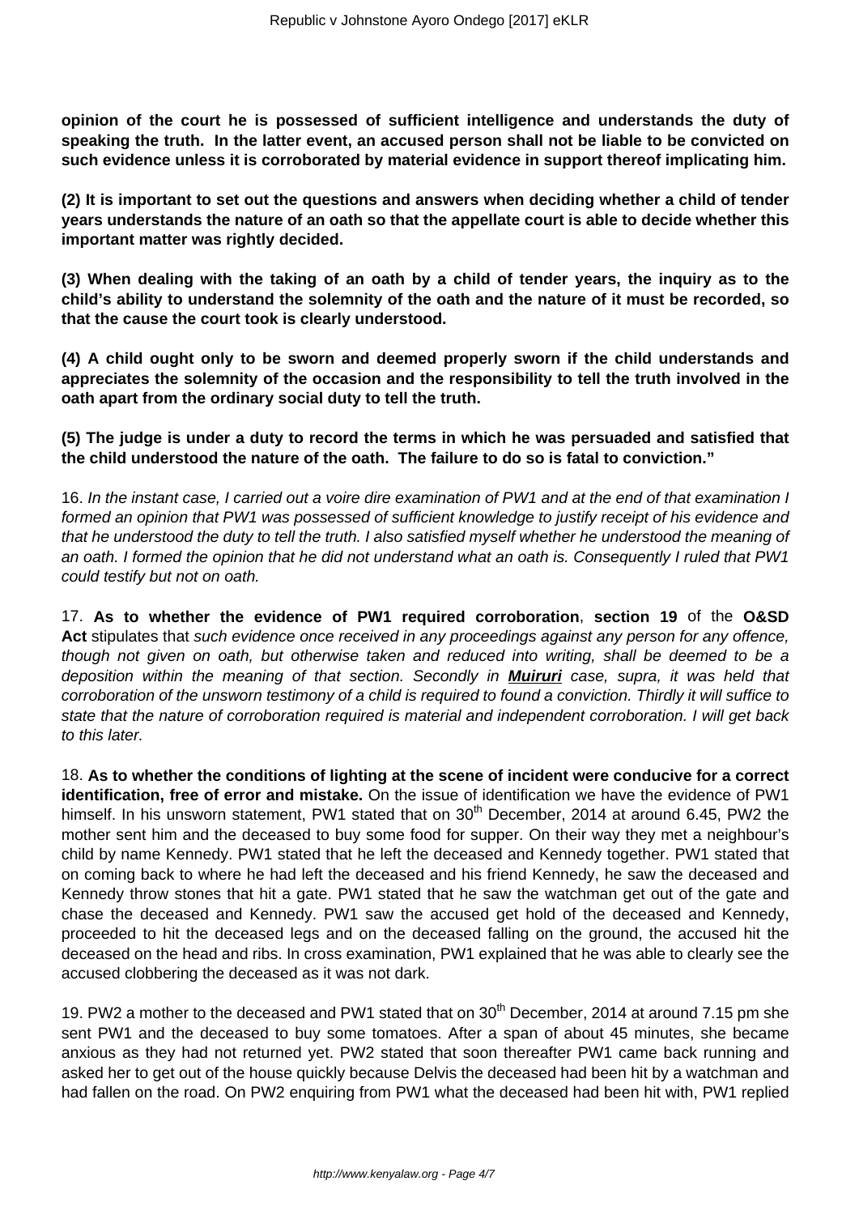**opinion of the court he is possessed of sufficient intelligence and understands the duty of speaking the truth. In the latter event, an accused person shall not be liable to be convicted on such evidence unless it is corroborated by material evidence in support thereof implicating him.**

**(2) It is important to set out the questions and answers when deciding whether a child of tender years understands the nature of an oath so that the appellate court is able to decide whether this important matter was rightly decided.**

**(3) When dealing with the taking of an oath by a child of tender years, the inquiry as to the child's ability to understand the solemnity of the oath and the nature of it must be recorded, so that the cause the court took is clearly understood.**

**(4) A child ought only to be sworn and deemed properly sworn if the child understands and appreciates the solemnity of the occasion and the responsibility to tell the truth involved in the oath apart from the ordinary social duty to tell the truth.**

**(5) The judge is under a duty to record the terms in which he was persuaded and satisfied that the child understood the nature of the oath. The failure to do so is fatal to conviction."**

16. *In the instant case, I carried out a voire dire examination of PW1 and at the end of that examination I formed an opinion that PW1 was possessed of sufficient knowledge to justify receipt of his evidence and that he understood the duty to tell the truth. I also satisfied myself whether he understood the meaning of an oath. I formed the opinion that he did not understand what an oath is. Consequently I ruled that PW1 could testify but not on oath.*

17. **As to whether the evidence of PW1 required corroboration**, **section 19** of the **O&SD Act** stipulates that *such evidence once received in any proceedings against any person for any offence, though not given on oath, but otherwise taken and reduced into writing, shall be deemed to be a deposition within the meaning of that section. Secondly in* ***Muiruri*** *case, supra, it was held that corroboration of the unsworn testimony of a child is required to found a conviction. Thirdly it will suffice to state that the nature of corroboration required is material and independent corroboration. I will get back to this later.*

18. **As to whether the conditions of lighting at the scene of incident were conducive for a correct identification, free of error and mistake.** On the issue of identification we have the evidence of PW1 himself. In his unsworn statement, PW1 stated that on 30th December, 2014 at around 6.45, PW2 the mother sent him and the deceased to buy some food for supper. On their way they met a neighbour's child by name Kennedy. PW1 stated that he left the deceased and Kennedy together. PW1 stated that on coming back to where he had left the deceased and his friend Kennedy, he saw the deceased and Kennedy throw stones that hit a gate. PW1 stated that he saw the watchman get out of the gate and chase the deceased and Kennedy. PW1 saw the accused get hold of the deceased and Kennedy, proceeded to hit the deceased legs and on the deceased falling on the ground, the accused hit the deceased on the head and ribs. In cross examination, PW1 explained that he was able to clearly see the accused clobbering the deceased as it was not dark.

19. PW2 a mother to the deceased and PW1 stated that on 30th December, 2014 at around 7.15 pm she sent PW1 and the deceased to buy some tomatoes. After a span of about 45 minutes, she became anxious as they had not returned yet. PW2 stated that soon thereafter PW1 came back running and asked her to get out of the house quickly because Delvis the deceased had been hit by a watchman and had fallen on the road. On PW2 enquiring from PW1 what the deceased had been hit with, PW1 replied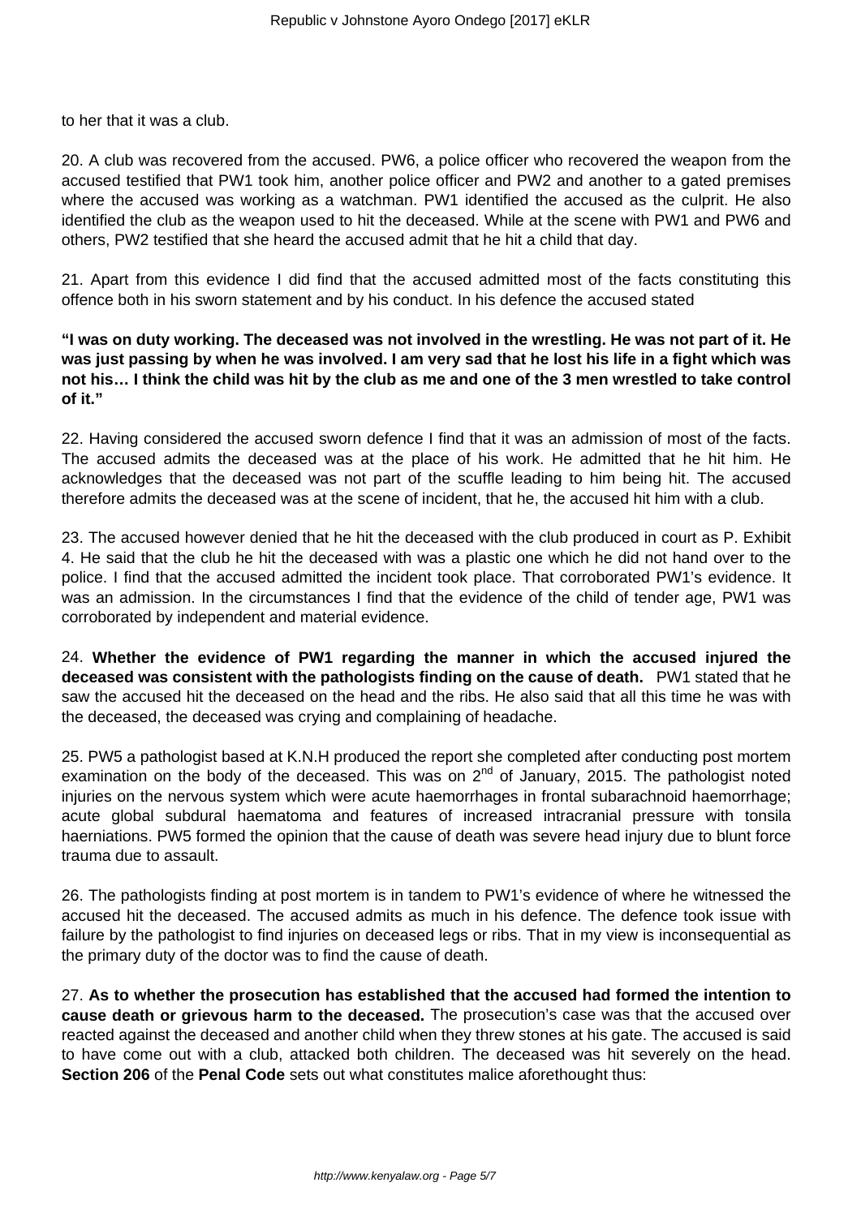to her that it was a club.

20. A club was recovered from the accused. PW6, a police officer who recovered the weapon from the accused testified that PW1 took him, another police officer and PW2 and another to a gated premises where the accused was working as a watchman. PW1 identified the accused as the culprit. He also identified the club as the weapon used to hit the deceased. While at the scene with PW1 and PW6 and others, PW2 testified that she heard the accused admit that he hit a child that day.

21. Apart from this evidence I did find that the accused admitted most of the facts constituting this offence both in his sworn statement and by his conduct. In his defence the accused stated

**"I was on duty working. The deceased was not involved in the wrestling. He was not part of it. He was just passing by when he was involved. I am very sad that he lost his life in a fight which was not his… I think the child was hit by the club as me and one of the 3 men wrestled to take control of it."**

22. Having considered the accused sworn defence I find that it was an admission of most of the facts. The accused admits the deceased was at the place of his work. He admitted that he hit him. He acknowledges that the deceased was not part of the scuffle leading to him being hit. The accused therefore admits the deceased was at the scene of incident, that he, the accused hit him with a club.

23. The accused however denied that he hit the deceased with the club produced in court as P. Exhibit 4. He said that the club he hit the deceased with was a plastic one which he did not hand over to the police. I find that the accused admitted the incident took place. That corroborated PW1's evidence. It was an admission. In the circumstances I find that the evidence of the child of tender age, PW1 was corroborated by independent and material evidence.

24. **Whether the evidence of PW1 regarding the manner in which the accused injured the deceased was consistent with the pathologists finding on the cause of death.** PW1 stated that he saw the accused hit the deceased on the head and the ribs. He also said that all this time he was with the deceased, the deceased was crying and complaining of headache.

25. PW5 a pathologist based at K.N.H produced the report she completed after conducting post mortem examination on the body of the deceased. This was on 2nd of January, 2015. The pathologist noted injuries on the nervous system which were acute haemorrhages in frontal subarachnoid haemorrhage; acute global subdural haematoma and features of increased intracranial pressure with tonsila haerniations. PW5 formed the opinion that the cause of death was severe head injury due to blunt force trauma due to assault.

26. The pathologists finding at post mortem is in tandem to PW1's evidence of where he witnessed the accused hit the deceased. The accused admits as much in his defence. The defence took issue with failure by the pathologist to find injuries on deceased legs or ribs. That in my view is inconsequential as the primary duty of the doctor was to find the cause of death.

27. **As to whether the prosecution has established that the accused had formed the intention to cause death or grievous harm to the deceased.** The prosecution's case was that the accused over reacted against the deceased and another child when they threw stones at his gate. The accused is said to have come out with a club, attacked both children. The deceased was hit severely on the head. **Section 206** of the **Penal Code** sets out what constitutes malice aforethought thus: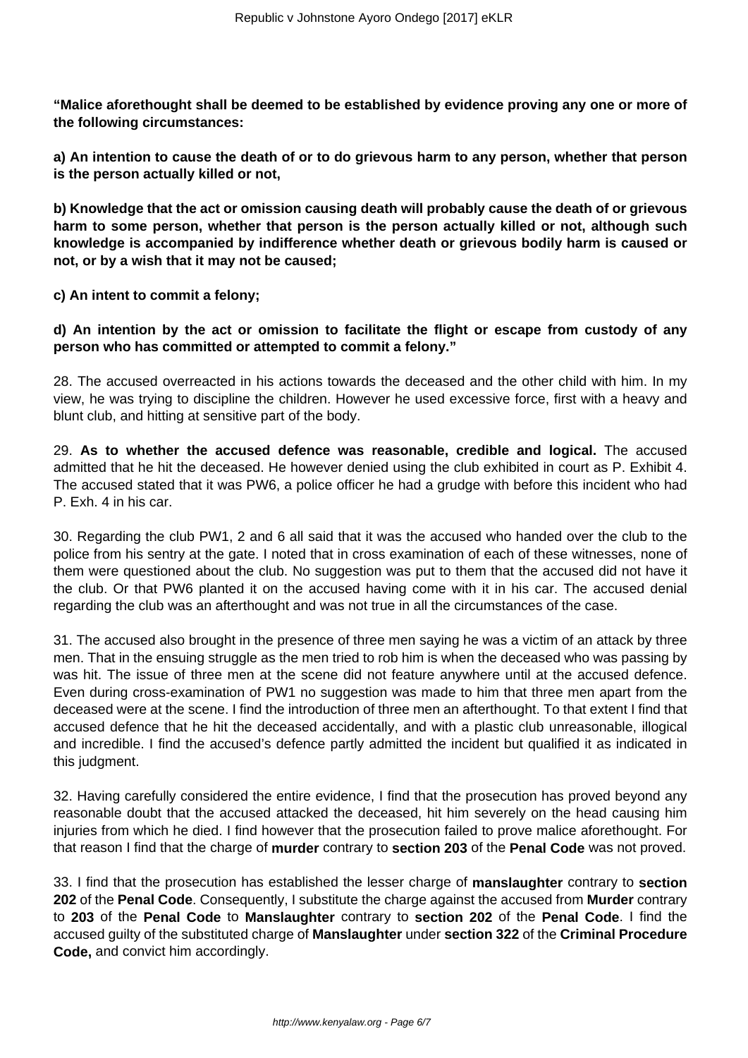**"Malice aforethought shall be deemed to be established by evidence proving any one or more of the following circumstances:**

**a) An intention to cause the death of or to do grievous harm to any person, whether that person is the person actually killed or not,**

**b) Knowledge that the act or omission causing death will probably cause the death of or grievous harm to some person, whether that person is the person actually killed or not, although such knowledge is accompanied by indifference whether death or grievous bodily harm is caused or not, or by a wish that it may not be caused;**

**c) An intent to commit a felony;**

**d) An intention by the act or omission to facilitate the flight or escape from custody of any person who has committed or attempted to commit a felony."**

28. The accused overreacted in his actions towards the deceased and the other child with him. In my view, he was trying to discipline the children. However he used excessive force, first with a heavy and blunt club, and hitting at sensitive part of the body.

29. **As to whether the accused defence was reasonable, credible and logical.** The accused admitted that he hit the deceased. He however denied using the club exhibited in court as P. Exhibit 4. The accused stated that it was PW6, a police officer he had a grudge with before this incident who had P. Exh. 4 in his car.

30. Regarding the club PW1, 2 and 6 all said that it was the accused who handed over the club to the police from his sentry at the gate. I noted that in cross examination of each of these witnesses, none of them were questioned about the club. No suggestion was put to them that the accused did not have it the club. Or that PW6 planted it on the accused having come with it in his car. The accused denial regarding the club was an afterthought and was not true in all the circumstances of the case.

31. The accused also brought in the presence of three men saying he was a victim of an attack by three men. That in the ensuing struggle as the men tried to rob him is when the deceased who was passing by was hit. The issue of three men at the scene did not feature anywhere until at the accused defence. Even during cross-examination of PW1 no suggestion was made to him that three men apart from the deceased were at the scene. I find the introduction of three men an afterthought. To that extent I find that accused defence that he hit the deceased accidentally, and with a plastic club unreasonable, illogical and incredible. I find the accused's defence partly admitted the incident but qualified it as indicated in this judgment.

32. Having carefully considered the entire evidence, I find that the prosecution has proved beyond any reasonable doubt that the accused attacked the deceased, hit him severely on the head causing him injuries from which he died. I find however that the prosecution failed to prove malice aforethought. For that reason I find that the charge of **murder** contrary to **section 203** of the **Penal Code** was not proved.

33. I find that the prosecution has established the lesser charge of **manslaughter** contrary to **section 202** of the **Penal Code**. Consequently, I substitute the charge against the accused from **Murder** contrary to **203** of the **Penal Code** to **Manslaughter** contrary to **section 202** of the **Penal Code**. I find the accused guilty of the substituted charge of **Manslaughter** under **section 322** of the **Criminal Procedure Code,** and convict him accordingly.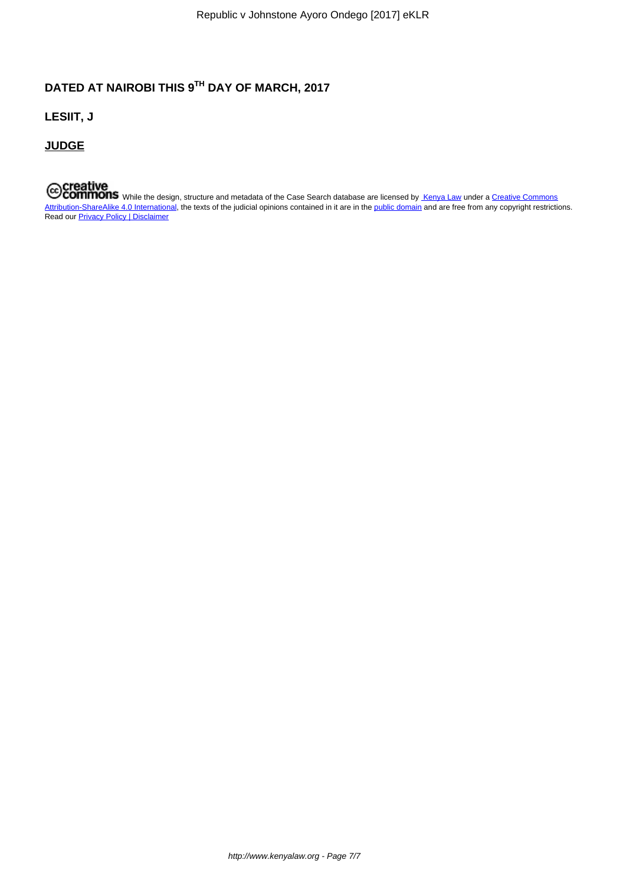**DATED AT NAIROBI THIS 9TH DAY OF MARCH, 2017**

**LESIIT, J**

**JUDGE**

While the design, structure and metadata of the Case Search database are licensed by Kenya Law under a Creative Commons Attribution-ShareAlike 4.0 International, the texts of the judicial opinions contained in it are in the public domain and are free from any copyright restrictions. Read our Privacy Policy | Disclaimer